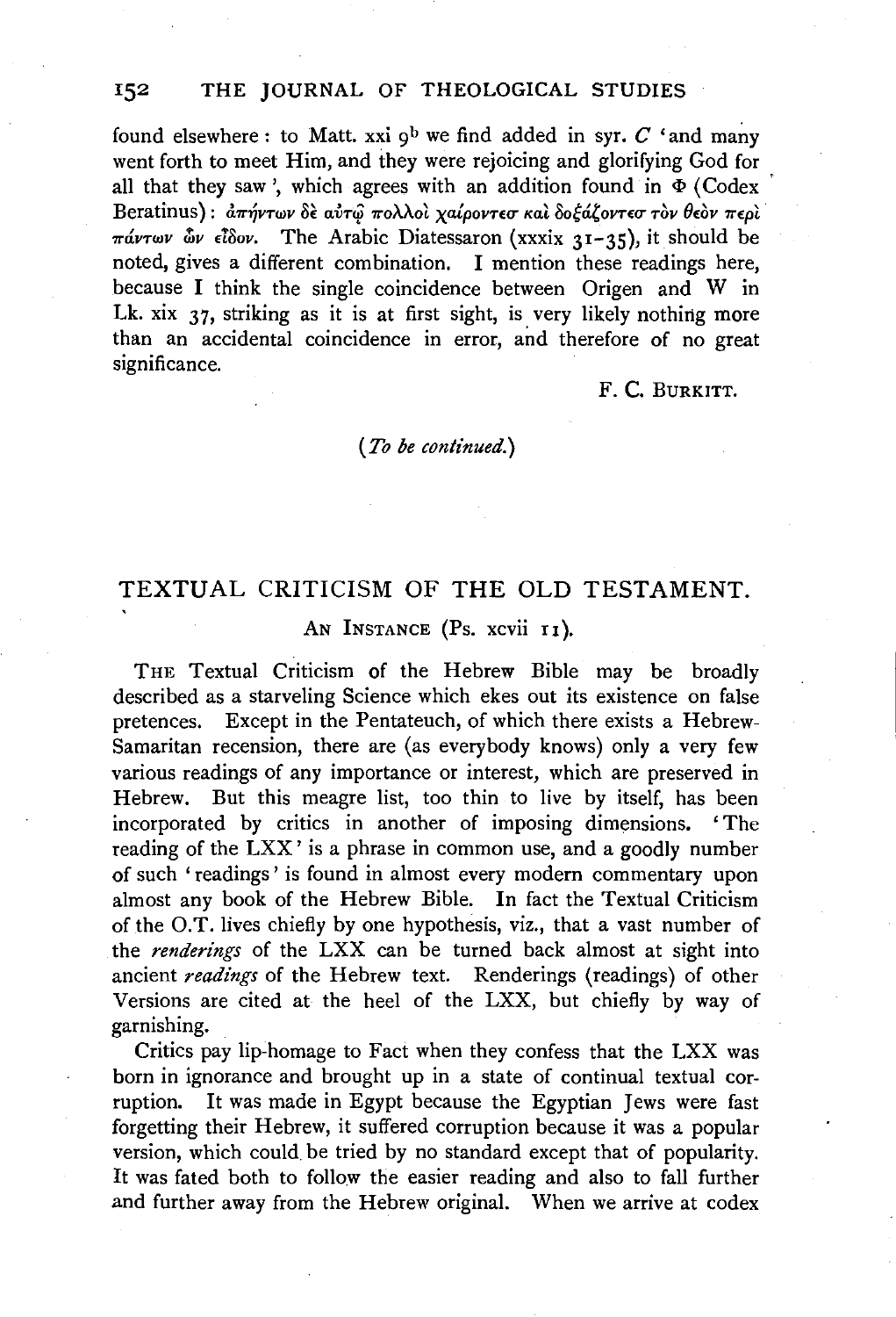found elsewhere: to Matt. xxi 9[b] we find added in syr. *C* 'and many went forth to meet Him, and they were rejoicing and glorifying God for all that they saw', which agrees with an addition found in Φ (Codex Beratinus): ἀπήντων δὲ αὐτῷ πολλοὶ χαίροντεσ καὶ δοξάζοντεσ τὸν θεὸν περὶ πάντων ὧν εἶδον. The Arabic Diatessaron (xxxix 31–35), it should be noted, gives a different combination. I mention these readings here, because I think the single coincidence between Origen and W in Lk. xix 37, striking as it is at first sight, is very likely nothing more than an accidental coincidence in error, and therefore of no great significance.

F. C. BURKITT.

(*To be continued.*)

# TEXTUAL CRITICISM OF THE OLD TESTAMENT.

## AN INSTANCE (Ps. xcvii 11).

THE Textual Criticism of the Hebrew Bible may be broadly described as a starveling Science which ekes out its existence on false pretences. Except in the Pentateuch, of which there exists a Hebrew-Samaritan recension, there are (as everybody knows) only a very few various readings of any importance or interest, which are preserved in Hebrew. But this meagre list, too thin to live by itself, has been incorporated by critics in another of imposing dimensions. 'The reading of the LXX' is a phrase in common use, and a goodly number of such 'readings' is found in almost every modern commentary upon almost any book of the Hebrew Bible. In fact the Textual Criticism of the O.T. lives chiefly by one hypothesis, viz., that a vast number of the *renderings* of the LXX can be turned back almost at sight into ancient *readings* of the Hebrew text. Renderings (readings) of other Versions are cited at the heel of the LXX, but chiefly by way of garnishing.

Critics pay lip-homage to Fact when they confess that the LXX was born in ignorance and brought up in a state of continual textual corruption. It was made in Egypt because the Egyptian Jews were fast forgetting their Hebrew, it suffered corruption because it was a popular version, which could be tried by no standard except that of popularity. It was fated both to follow the easier reading and also to fall further and further away from the Hebrew original. When we arrive at codex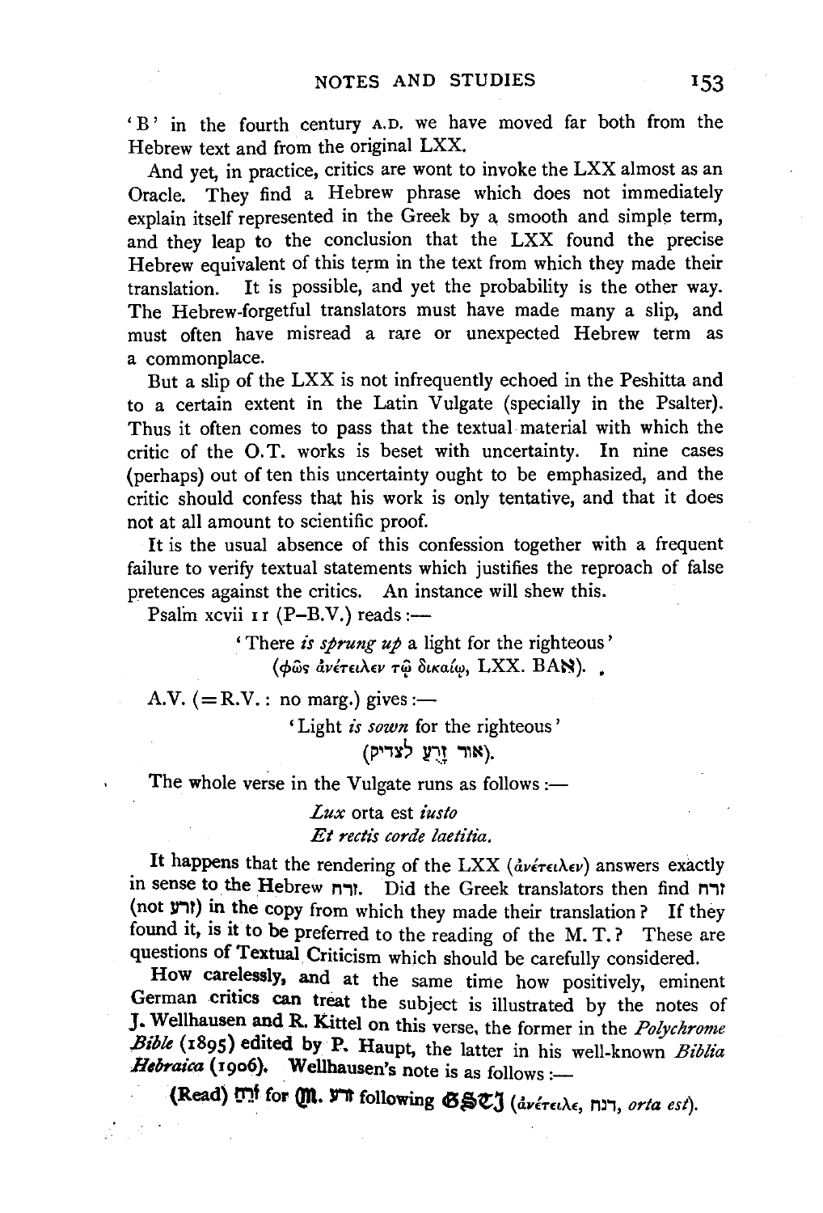'B' in the fourth century A.D. we have moved far both from the Hebrew text and from the original LXX.

And yet, in practice, critics are wont to invoke the LXX almost as an Oracle. They find a Hebrew phrase which does not immediately explain itself represented in the Greek by a smooth and simple term, and they leap to the conclusion that the LXX found the precise Hebrew equivalent of this term in the text from which they made their translation. It is possible, and yet the probability is the other way. The Hebrew-forgetful translators must have made many a slip, and must often have misread a rare or unexpected Hebrew term as a commonplace.

But a slip of the LXX is not infrequently echoed in the Peshitta and to a certain extent in the Latin Vulgate (specially in the Psalter). Thus it often comes to pass that the textual material with which the critic of the O.T. works is beset with uncertainty. In nine cases (perhaps) out of ten this uncertainty ought to be emphasized, and the critic should confess that his work is only tentative, and that it does not at all amount to scientific proof.

It is the usual absence of this confession together with a frequent failure to verify textual statements which justifies the reproach of false pretences against the critics. An instance will shew this.

Psalm xcvii 11 (P–B.V.) reads:—

> 'There *is sprung up* a light for the righteous'
> (φῶς ἀνέτειλεν τῷ δικαίῳ, LXX. BAℵ).

A.V. (= R.V.: no marg.) gives:—

> 'Light *is sown* for the righteous'
> (אוֹר זָרֻעַ לַצַּדִּיק).

The whole verse in the Vulgate runs as follows:—

> *Lux* orta est *iusto*
> *Et rectis corde laetitia.*

It happens that the rendering of the LXX (ἀνέτειλεν) answers exactly in sense to the Hebrew זרח. Did the Greek translators then find זרח (not זרע) in the copy from which they made their translation? If they found it, is it to be preferred to the reading of the M. T.? These are questions of Textual Criticism which should be carefully considered.

How carelessly, and at the same time how positively, eminent German critics can treat the subject is illustrated by the notes of J. Wellhausen and R. Kittel on this verse, the former in the *Polychrome Bible* (1895) edited by P. Haupt, the latter in his well-known *Biblia Hebraica* (1906). Wellhausen's note is as follows:—

> **(Read)** זָרַח **for** 𝔐. זרע **following** 𝔊𝔖𝔗𝔍 (ἀνέτειλε, דנח, *orta est*).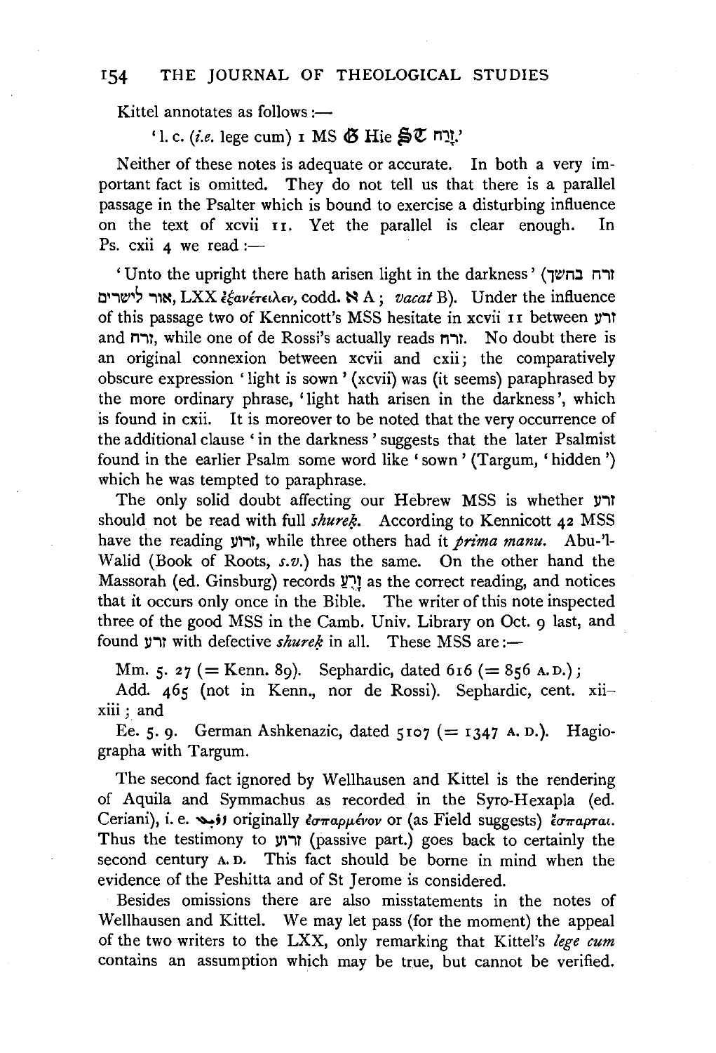Kittel annotates as follows :—

'l. c. (*i.e.* lege cum) 1 MS 𝔊 Hie 𝔖𝔗 זָרַח.'

Neither of these notes is adequate or accurate. In both a very important fact is omitted. They do not tell us that there is a parallel passage in the Psalter which is bound to exercise a disturbing influence on the text of xcvii 11. Yet the parallel is clear enough. In Ps. cxii 4 we read :—

'Unto the upright there hath arisen light in the darkness' (זרח בחשך אור לישרים, LXX ἐξανέτειλεν, codd. ℵ A ; *vacat* B). Under the influence of this passage two of Kennicott's MSS hesitate in xcvii 11 between זרע and זרח, while one of de Rossi's actually reads זרח. No doubt there is an original connexion between xcvii and cxii; the comparatively obscure expression 'light is sown' (xcvii) was (it seems) paraphrased by the more ordinary phrase, 'light hath arisen in the darkness', which is found in cxii. It is moreover to be noted that the very occurrence of the additional clause 'in the darkness' suggests that the later Psalmist found in the earlier Psalm some word like 'sown' (Targum, 'hidden') which he was tempted to paraphrase.

The only solid doubt affecting our Hebrew MSS is whether זרע should not be read with full *shureḳ*. According to Kennicott 42 MSS have the reading זרוע, while three others had it *prima manu*. Abu-'l-Walid (Book of Roots, *s.v.*) has the same. On the other hand the Massorah (ed. Ginsburg) records זָרֻעַ as the correct reading, and notices that it occurs only once in the Bible. The writer of this note inspected three of the good MSS in the Camb. Univ. Library on Oct. 9 last, and found זרע with defective *shureḳ* in all. These MSS are :—

Mm. 5. 27 (= Kenn. 89). Sephardic, dated 616 (= 856 A.D.);

Add. 465 (not in Kenn., nor de Rossi). Sephardic, cent. xii–xiii ; and

Ee. 5. 9. German Ashkenazic, dated 5107 (= 1347 A.D.). Hagiographa with Targum.

The second fact ignored by Wellhausen and Kittel is the rendering of Aquila and Symmachus as recorded in the Syro-Hexapla (ed. Ceriani), i. e. ܙܪܝܥ originally ἐσπαρμένον or (as Field suggests) ἔσπαρται. Thus the testimony to זרוע (passive part.) goes back to certainly the second century A.D. This fact should be borne in mind when the evidence of the Peshitta and of St Jerome is considered.

Besides omissions there are also misstatements in the notes of Wellhausen and Kittel. We may let pass (for the moment) the appeal of the two writers to the LXX, only remarking that Kittel's *lege cum* contains an assumption which may be true, but cannot be verified.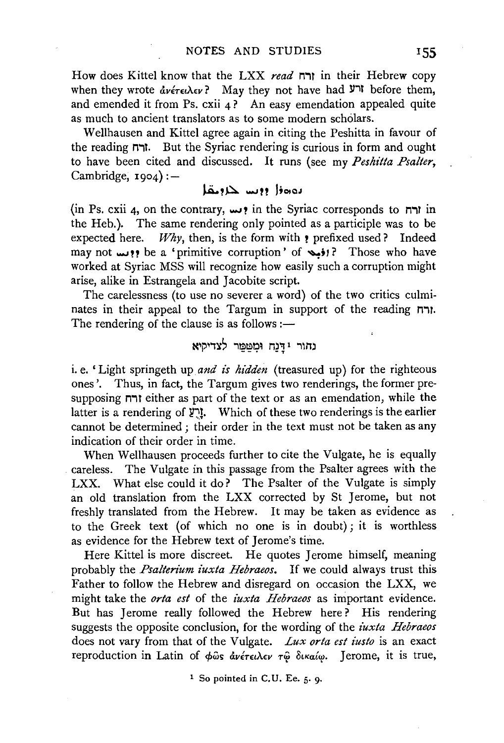How does Kittel know that the LXX *read* זרח in their Hebrew copy when they wrote ἀνέτειλεν? May they not have had זרע before them, and emended it from Ps. cxii 4? An easy emendation appealed quite as much to ancient translators as to some modern scholars.

Wellhausen and Kittel agree again in citing the Peshitta in favour of the reading זרח. But the Syriac rendering is curious in form and ought to have been cited and discussed. It runs (see my *Peshitta Psalter*, Cambridge, 1904):—

ܢܘܗܪܐ ܕܕܢܚ ܠܙܕܝܩܐ

(in Ps. cxii 4, on the contrary, ܕܢܚ in the Syriac corresponds to זרח in the Heb.). The same rendering only pointed as a participle was to be expected here. *Why*, then, is the form with ܕ prefixed used? Indeed may not ܕܕܢܚ be a 'primitive corruption' of ܙܪܝܥ? Those who have worked at Syriac MSS will recognize how easily such a corruption might arise, alike in Estrangela and Jacobite script.

The carelessness (to use no severer a word) of the two critics culminates in their appeal to the Targum in support of the reading זרח. The rendering of the clause is as follows:—

נהור [1]דָּנַח וּמְטַמַּר לצדיקיא

i. e. 'Light springeth up *and is hidden* (treasured up) for the righteous ones'. Thus, in fact, the Targum gives two renderings, the former presupposing זרח either as part of the text or as an emendation, while the latter is a rendering of זָרֻעַ. Which of these two renderings is the earlier cannot be determined; their order in the text must not be taken as any indication of their order in time.

When Wellhausen proceeds further to cite the Vulgate, he is equally careless. The Vulgate in this passage from the Psalter agrees with the LXX. What else could it do? The Psalter of the Vulgate is simply an old translation from the LXX corrected by St Jerome, but not freshly translated from the Hebrew. It may be taken as evidence as to the Greek text (of which no one is in doubt); it is worthless as evidence for the Hebrew text of Jerome's time.

Here Kittel is more discreet. He quotes Jerome himself, meaning probably the *Psalterium iuxta Hebraeos*. If we could always trust this Father to follow the Hebrew and disregard on occasion the LXX, we might take the *orta est* of the *iuxta Hebraeos* as important evidence. But has Jerome really followed the Hebrew here? His rendering suggests the opposite conclusion, for the wording of the *iuxta Hebraeos* does not vary from that of the Vulgate. *Lux orta est iusto* is an exact reproduction in Latin of φῶς ἀνέτειλεν τῷ δικαίῳ. Jerome, it is true,

[1] So pointed in C.U. Ee. 5. 9.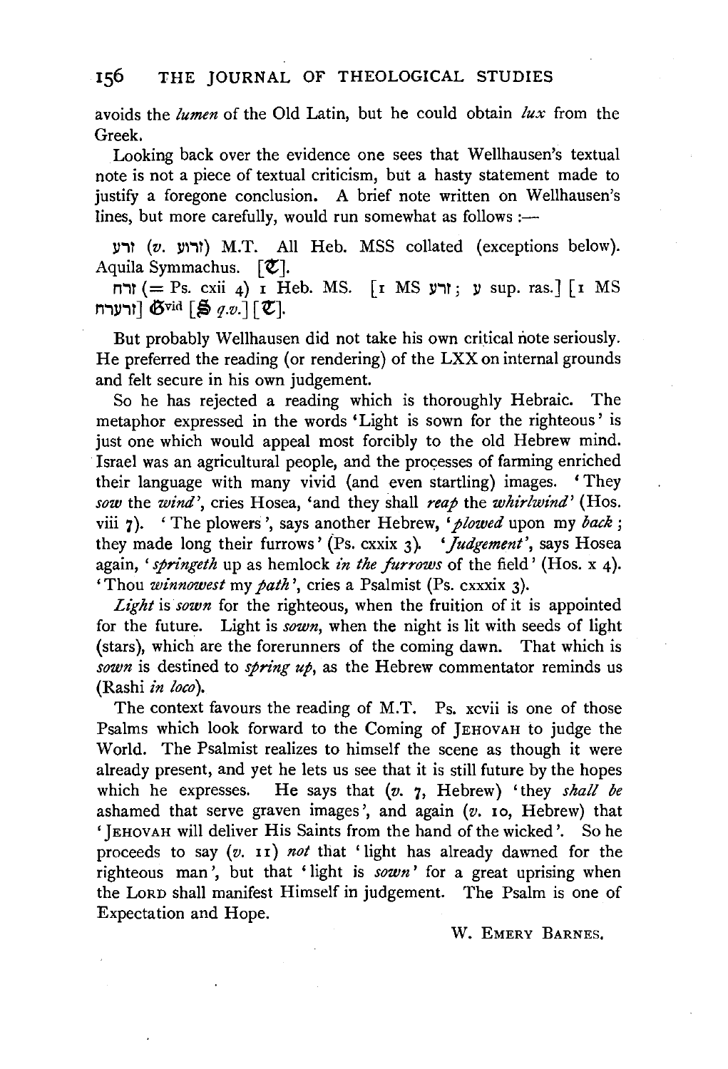avoids the *lumen* of the Old Latin, but he could obtain *lux* from the Greek.

Looking back over the evidence one sees that Wellhausen's textual note is not a piece of textual criticism, but a hasty statement made to justify a foregone conclusion. A brief note written on Wellhausen's lines, but more carefully, would run somewhat as follows :—

זרע (*v.* זרוע) M.T. All Heb. MSS collated (exceptions below). Aquila Symmachus. [𝔗].

זרח (= Ps. cxii 4) 1 Heb. MS. [1 MS זרע; ע sup. ras.] [1 MS וזרעה] 𝔊^vid [𝔖 *q.v.*] [𝔗].

But probably Wellhausen did not take his own critical note seriously. He preferred the reading (or rendering) of the LXX on internal grounds and felt secure in his own judgement.

So he has rejected a reading which is thoroughly Hebraic. The metaphor expressed in the words 'Light is sown for the righteous' is just one which would appeal most forcibly to the old Hebrew mind. Israel was an agricultural people, and the processes of farming enriched their language with many vivid (and even startling) images. 'They *sow* the *wind*', cries Hosea, 'and they shall *reap* the *whirlwind*' (Hos. viii 7). 'The plowers', says another Hebrew, '*plowed* upon my *back*; they made long their furrows' (Ps. cxxix 3). '*Judgement*', says Hosea again, '*springeth* up as hemlock *in the furrows* of the field' (Hos. x 4). 'Thou *winnowest* my *path*', cries a Psalmist (Ps. cxxxix 3).

*Light* is *sown* for the righteous, when the fruition of it is appointed for the future. Light is *sown*, when the night is lit with seeds of light (stars), which are the forerunners of the coming dawn. That which is *sown* is destined to *spring up*, as the Hebrew commentator reminds us (Rashi *in loco*).

The context favours the reading of M.T. Ps. xcvii is one of those Psalms which look forward to the Coming of JEHOVAH to judge the World. The Psalmist realizes to himself the scene as though it were already present, and yet he lets us see that it is still future by the hopes which he expresses. He says that (*v.* 7, Hebrew) 'they *shall be* ashamed that serve graven images', and again (*v.* 10, Hebrew) that 'JEHOVAH will deliver His Saints from the hand of the wicked'. So he proceeds to say (*v.* 11) *not* that 'light has already dawned for the righteous man', but that 'light is *sown*' for a great uprising when the LORD shall manifest Himself in judgement. The Psalm is one of Expectation and Hope.

W. EMERY BARNES.